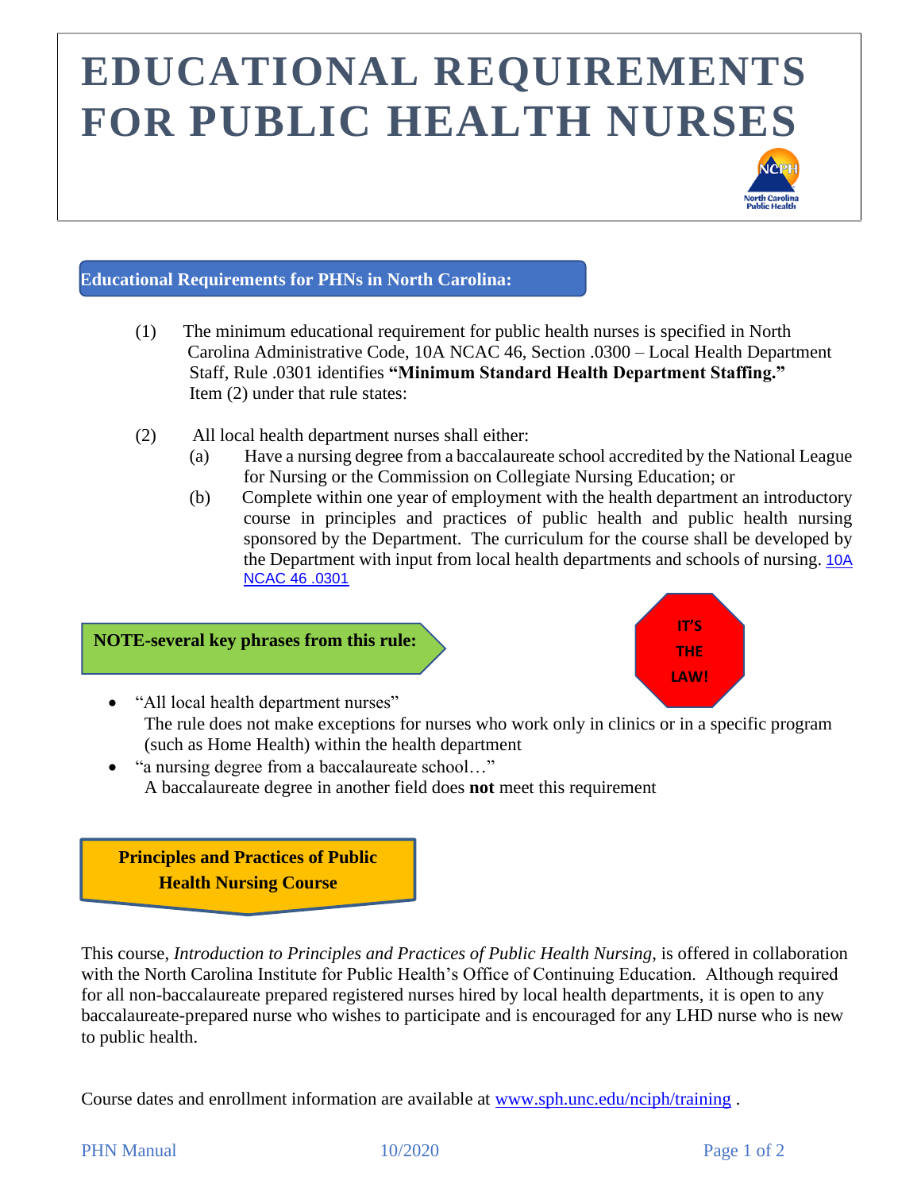# EDUCATIONAL REQUIREMENTS FOR PUBLIC HEALTH NURSES

## Educational Requirements for PHNs in North Carolina:

(1) The minimum educational requirement for public health nurses is specified in North Carolina Administrative Code, 10A NCAC 46, Section .0300 – Local Health Department Staff, Rule .0301 identifies **"Minimum Standard Health Department Staffing."** Item (2) under that rule states:

(2) All local health department nurses shall either:
   (a) Have a nursing degree from a baccalaureate school accredited by the National League for Nursing or the Commission on Collegiate Nursing Education; or
   (b) Complete within one year of employment with the health department an introductory course in principles and practices of public health and public health nursing sponsored by the Department. The curriculum for the course shall be developed by the Department with input from local health departments and schools of nursing. 10A NCAC 46 .0301

**NOTE-several key phrases from this rule:**

IT'S THE LAW!

- "All local health department nurses"
  The rule does not make exceptions for nurses who work only in clinics or in a specific program (such as Home Health) within the health department
- "a nursing degree from a baccalaureate school…"
  A baccalaureate degree in another field does **not** meet this requirement

## Principles and Practices of Public Health Nursing Course

This course, *Introduction to Principles and Practices of Public Health Nursing*, is offered in collaboration with the North Carolina Institute for Public Health's Office of Continuing Education. Although required for all non-baccalaureate prepared registered nurses hired by local health departments, it is open to any baccalaureate-prepared nurse who wishes to participate and is encouraged for any LHD nurse who is new to public health.

Course dates and enrollment information are available at www.sph.unc.edu/nciph/training .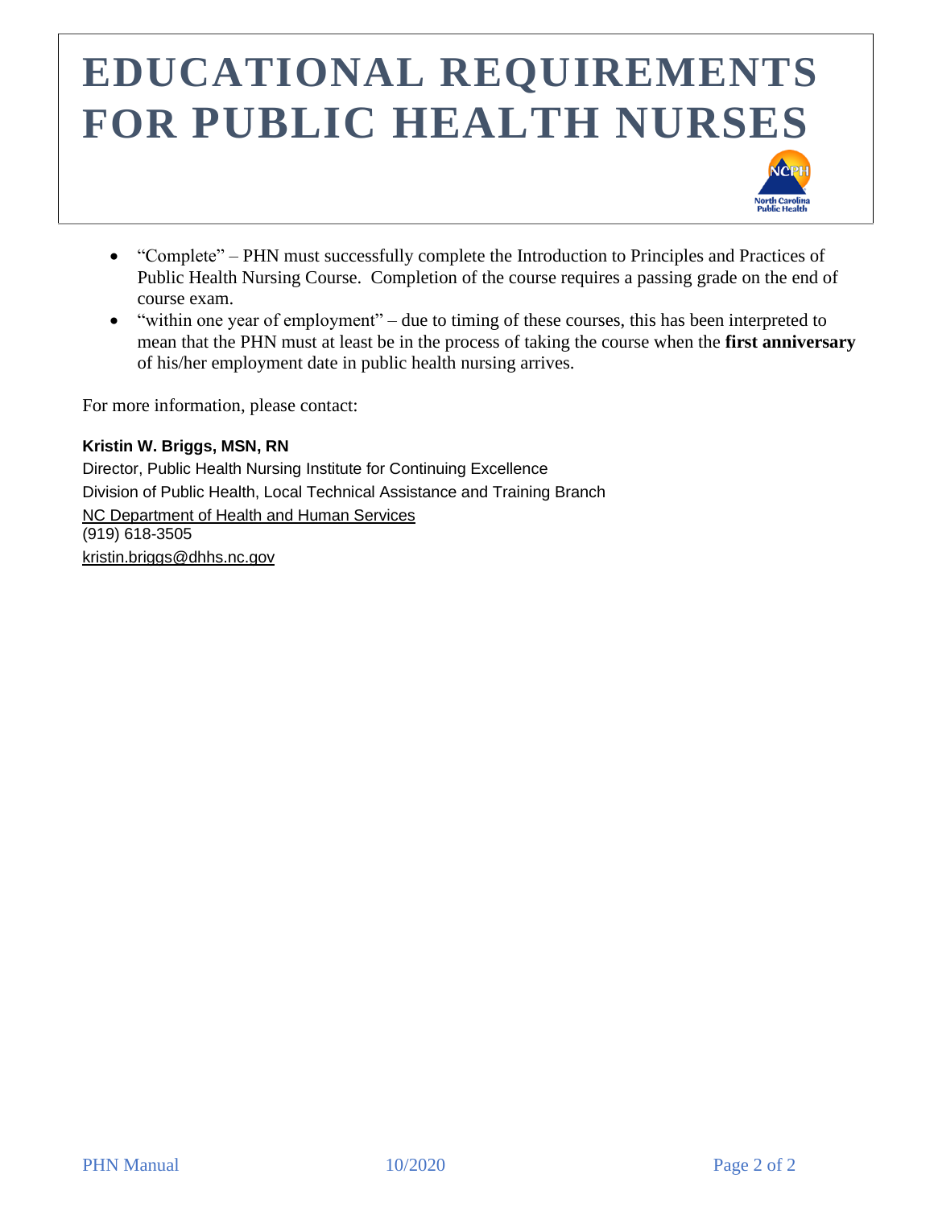# EDUCATIONAL REQUIREMENTS FOR PUBLIC HEALTH NURSES

- "Complete" – PHN must successfully complete the Introduction to Principles and Practices of Public Health Nursing Course. Completion of the course requires a passing grade on the end of course exam.
- "within one year of employment" – due to timing of these courses, this has been interpreted to mean that the PHN must at least be in the process of taking the course when the **first anniversary** of his/her employment date in public health nursing arrives.

For more information, please contact:

**Kristin W. Briggs, MSN, RN**
Director, Public Health Nursing Institute for Continuing Excellence
Division of Public Health, Local Technical Assistance and Training Branch
NC Department of Health and Human Services
(919) 618-3505
kristin.briggs@dhhs.nc.gov